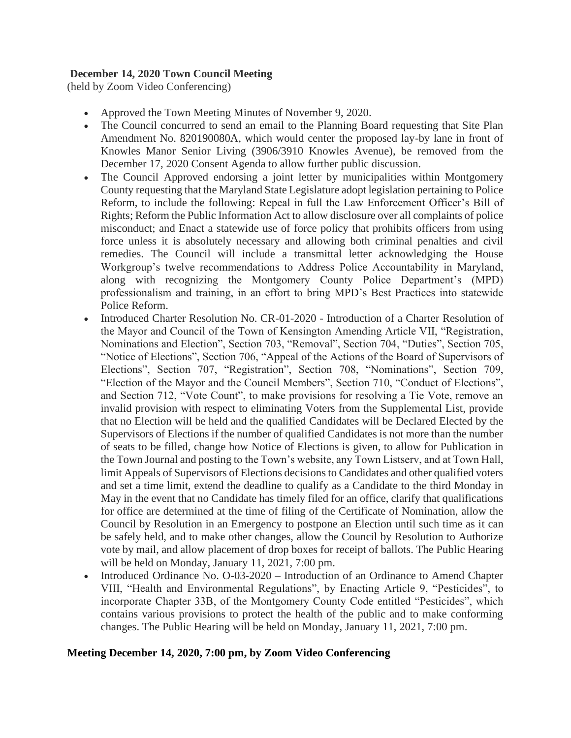**December 14, 2020 Town Council Meeting**
(held by Zoom Video Conferencing)

- Approved the Town Meeting Minutes of November 9, 2020.
- The Council concurred to send an email to the Planning Board requesting that Site Plan Amendment No. 820190080A, which would center the proposed lay-by lane in front of Knowles Manor Senior Living (3906/3910 Knowles Avenue), be removed from the December 17, 2020 Consent Agenda to allow further public discussion.
- The Council Approved endorsing a joint letter by municipalities within Montgomery County requesting that the Maryland State Legislature adopt legislation pertaining to Police Reform, to include the following: Repeal in full the Law Enforcement Officer's Bill of Rights; Reform the Public Information Act to allow disclosure over all complaints of police misconduct; and Enact a statewide use of force policy that prohibits officers from using force unless it is absolutely necessary and allowing both criminal penalties and civil remedies. The Council will include a transmittal letter acknowledging the House Workgroup's twelve recommendations to Address Police Accountability in Maryland, along with recognizing the Montgomery County Police Department's (MPD) professionalism and training, in an effort to bring MPD's Best Practices into statewide Police Reform.
- Introduced Charter Resolution No. CR-01-2020 - Introduction of a Charter Resolution of the Mayor and Council of the Town of Kensington Amending Article VII, "Registration, Nominations and Election", Section 703, "Removal", Section 704, "Duties", Section 705, "Notice of Elections", Section 706, "Appeal of the Actions of the Board of Supervisors of Elections", Section 707, "Registration", Section 708, "Nominations", Section 709, "Election of the Mayor and the Council Members", Section 710, "Conduct of Elections", and Section 712, "Vote Count", to make provisions for resolving a Tie Vote, remove an invalid provision with respect to eliminating Voters from the Supplemental List, provide that no Election will be held and the qualified Candidates will be Declared Elected by the Supervisors of Elections if the number of qualified Candidates is not more than the number of seats to be filled, change how Notice of Elections is given, to allow for Publication in the Town Journal and posting to the Town's website, any Town Listserv, and at Town Hall, limit Appeals of Supervisors of Elections decisions to Candidates and other qualified voters and set a time limit, extend the deadline to qualify as a Candidate to the third Monday in May in the event that no Candidate has timely filed for an office, clarify that qualifications for office are determined at the time of filing of the Certificate of Nomination, allow the Council by Resolution in an Emergency to postpone an Election until such time as it can be safely held, and to make other changes, allow the Council by Resolution to Authorize vote by mail, and allow placement of drop boxes for receipt of ballots. The Public Hearing will be held on Monday, January 11, 2021, 7:00 pm.
- Introduced Ordinance No. O-03-2020 – Introduction of an Ordinance to Amend Chapter VIII, "Health and Environmental Regulations", by Enacting Article 9, "Pesticides", to incorporate Chapter 33B, of the Montgomery County Code entitled "Pesticides", which contains various provisions to protect the health of the public and to make conforming changes. The Public Hearing will be held on Monday, January 11, 2021, 7:00 pm.

**Meeting December 14, 2020, 7:00 pm, by Zoom Video Conferencing**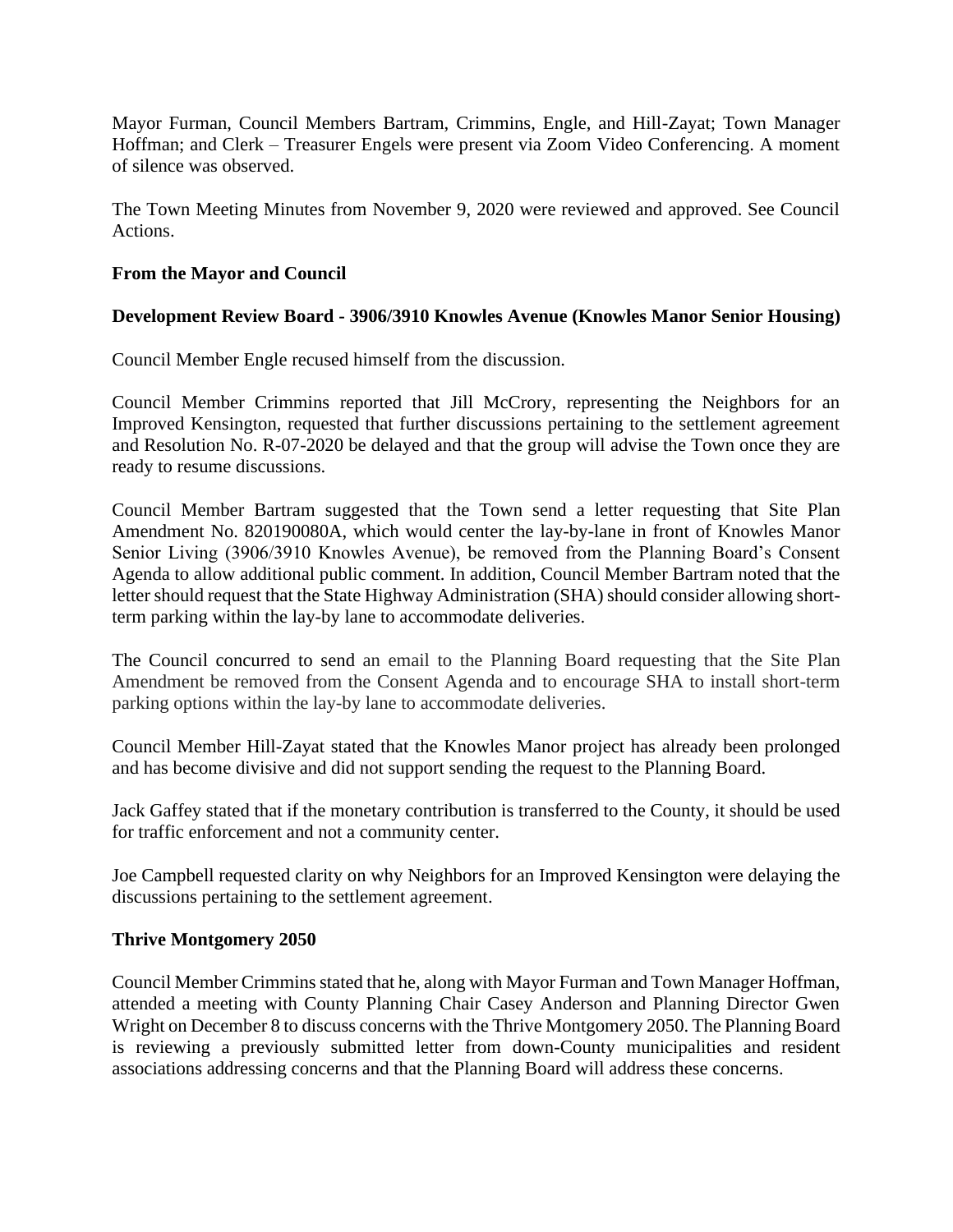Mayor Furman, Council Members Bartram, Crimmins, Engle, and Hill-Zayat; Town Manager Hoffman; and Clerk – Treasurer Engels were present via Zoom Video Conferencing. A moment of silence was observed.

The Town Meeting Minutes from November 9, 2020 were reviewed and approved. See Council Actions.

**From the Mayor and Council**

**Development Review Board - 3906/3910 Knowles Avenue (Knowles Manor Senior Housing)**

Council Member Engle recused himself from the discussion.

Council Member Crimmins reported that Jill McCrory, representing the Neighbors for an Improved Kensington, requested that further discussions pertaining to the settlement agreement and Resolution No. R-07-2020 be delayed and that the group will advise the Town once they are ready to resume discussions.

Council Member Bartram suggested that the Town send a letter requesting that Site Plan Amendment No. 820190080A, which would center the lay-by-lane in front of Knowles Manor Senior Living (3906/3910 Knowles Avenue), be removed from the Planning Board's Consent Agenda to allow additional public comment. In addition, Council Member Bartram noted that the letter should request that the State Highway Administration (SHA) should consider allowing short-term parking within the lay-by lane to accommodate deliveries.

The Council concurred to send an email to the Planning Board requesting that the Site Plan Amendment be removed from the Consent Agenda and to encourage SHA to install short-term parking options within the lay-by lane to accommodate deliveries.

Council Member Hill-Zayat stated that the Knowles Manor project has already been prolonged and has become divisive and did not support sending the request to the Planning Board.

Jack Gaffey stated that if the monetary contribution is transferred to the County, it should be used for traffic enforcement and not a community center.

Joe Campbell requested clarity on why Neighbors for an Improved Kensington were delaying the discussions pertaining to the settlement agreement.

**Thrive Montgomery 2050**

Council Member Crimmins stated that he, along with Mayor Furman and Town Manager Hoffman, attended a meeting with County Planning Chair Casey Anderson and Planning Director Gwen Wright on December 8 to discuss concerns with the Thrive Montgomery 2050. The Planning Board is reviewing a previously submitted letter from down-County municipalities and resident associations addressing concerns and that the Planning Board will address these concerns.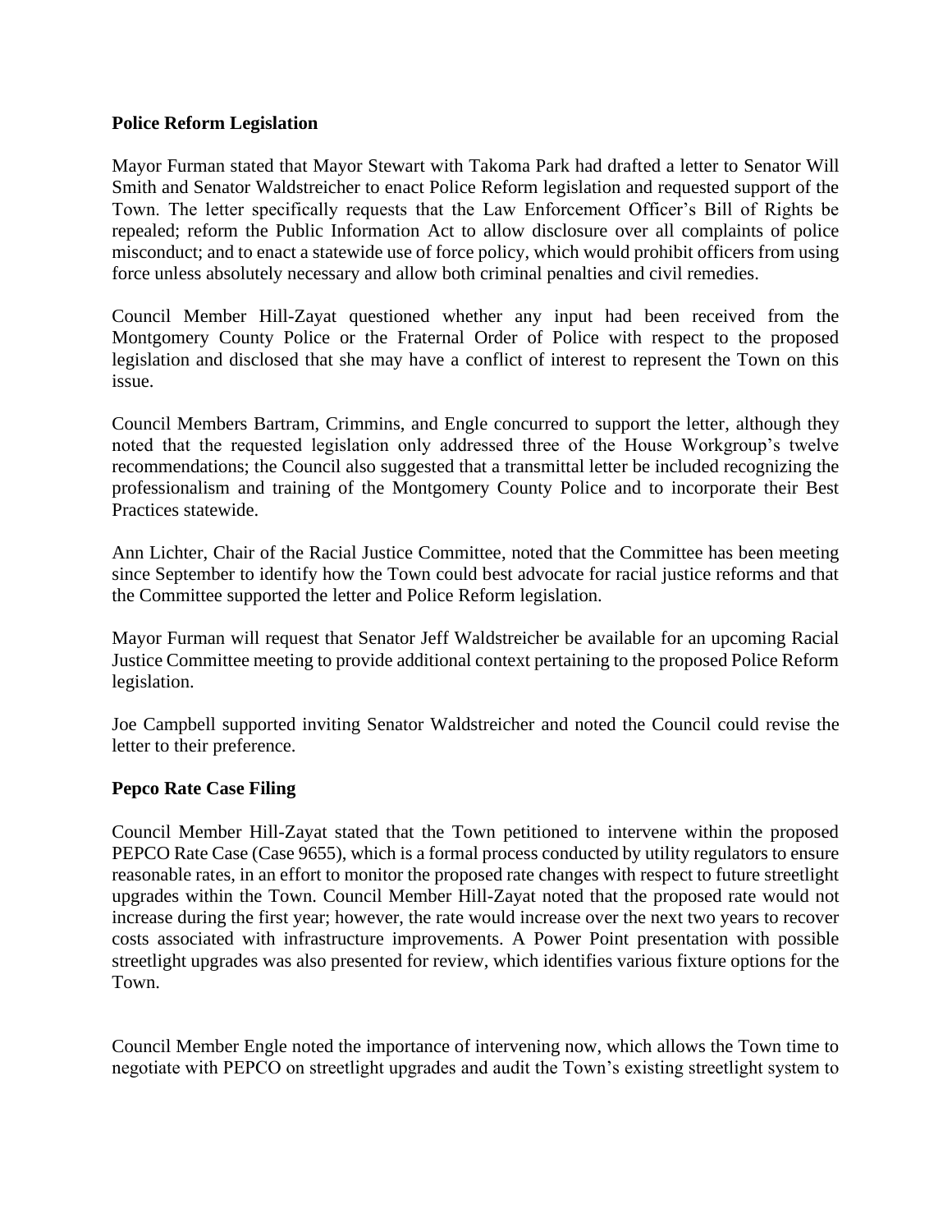**Police Reform Legislation**

Mayor Furman stated that Mayor Stewart with Takoma Park had drafted a letter to Senator Will Smith and Senator Waldstreicher to enact Police Reform legislation and requested support of the Town. The letter specifically requests that the Law Enforcement Officer's Bill of Rights be repealed; reform the Public Information Act to allow disclosure over all complaints of police misconduct; and to enact a statewide use of force policy, which would prohibit officers from using force unless absolutely necessary and allow both criminal penalties and civil remedies.

Council Member Hill-Zayat questioned whether any input had been received from the Montgomery County Police or the Fraternal Order of Police with respect to the proposed legislation and disclosed that she may have a conflict of interest to represent the Town on this issue.

Council Members Bartram, Crimmins, and Engle concurred to support the letter, although they noted that the requested legislation only addressed three of the House Workgroup's twelve recommendations; the Council also suggested that a transmittal letter be included recognizing the professionalism and training of the Montgomery County Police and to incorporate their Best Practices statewide.

Ann Lichter, Chair of the Racial Justice Committee, noted that the Committee has been meeting since September to identify how the Town could best advocate for racial justice reforms and that the Committee supported the letter and Police Reform legislation.

Mayor Furman will request that Senator Jeff Waldstreicher be available for an upcoming Racial Justice Committee meeting to provide additional context pertaining to the proposed Police Reform legislation.

Joe Campbell supported inviting Senator Waldstreicher and noted the Council could revise the letter to their preference.

**Pepco Rate Case Filing**

Council Member Hill-Zayat stated that the Town petitioned to intervene within the proposed PEPCO Rate Case (Case 9655), which is a formal process conducted by utility regulators to ensure reasonable rates, in an effort to monitor the proposed rate changes with respect to future streetlight upgrades within the Town. Council Member Hill-Zayat noted that the proposed rate would not increase during the first year; however, the rate would increase over the next two years to recover costs associated with infrastructure improvements. A Power Point presentation with possible streetlight upgrades was also presented for review, which identifies various fixture options for the Town.

Council Member Engle noted the importance of intervening now, which allows the Town time to negotiate with PEPCO on streetlight upgrades and audit the Town's existing streetlight system to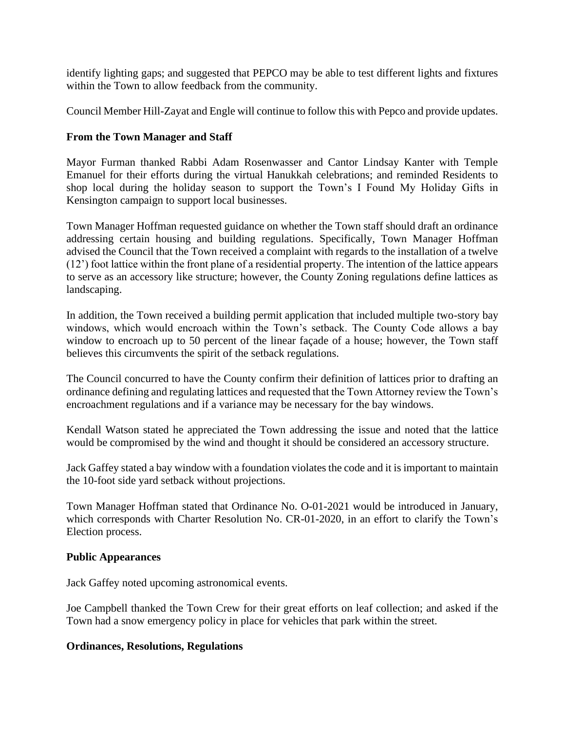identify lighting gaps; and suggested that PEPCO may be able to test different lights and fixtures within the Town to allow feedback from the community.

Council Member Hill-Zayat and Engle will continue to follow this with Pepco and provide updates.

**From the Town Manager and Staff**

Mayor Furman thanked Rabbi Adam Rosenwasser and Cantor Lindsay Kanter with Temple Emanuel for their efforts during the virtual Hanukkah celebrations; and reminded Residents to shop local during the holiday season to support the Town's I Found My Holiday Gifts in Kensington campaign to support local businesses.

Town Manager Hoffman requested guidance on whether the Town staff should draft an ordinance addressing certain housing and building regulations. Specifically, Town Manager Hoffman advised the Council that the Town received a complaint with regards to the installation of a twelve (12') foot lattice within the front plane of a residential property. The intention of the lattice appears to serve as an accessory like structure; however, the County Zoning regulations define lattices as landscaping.

In addition, the Town received a building permit application that included multiple two-story bay windows, which would encroach within the Town's setback. The County Code allows a bay window to encroach up to 50 percent of the linear façade of a house; however, the Town staff believes this circumvents the spirit of the setback regulations.

The Council concurred to have the County confirm their definition of lattices prior to drafting an ordinance defining and regulating lattices and requested that the Town Attorney review the Town's encroachment regulations and if a variance may be necessary for the bay windows.

Kendall Watson stated he appreciated the Town addressing the issue and noted that the lattice would be compromised by the wind and thought it should be considered an accessory structure.

Jack Gaffey stated a bay window with a foundation violates the code and it is important to maintain the 10-foot side yard setback without projections.

Town Manager Hoffman stated that Ordinance No. O-01-2021 would be introduced in January, which corresponds with Charter Resolution No. CR-01-2020, in an effort to clarify the Town's Election process.

**Public Appearances**

Jack Gaffey noted upcoming astronomical events.

Joe Campbell thanked the Town Crew for their great efforts on leaf collection; and asked if the Town had a snow emergency policy in place for vehicles that park within the street.

**Ordinances, Resolutions, Regulations**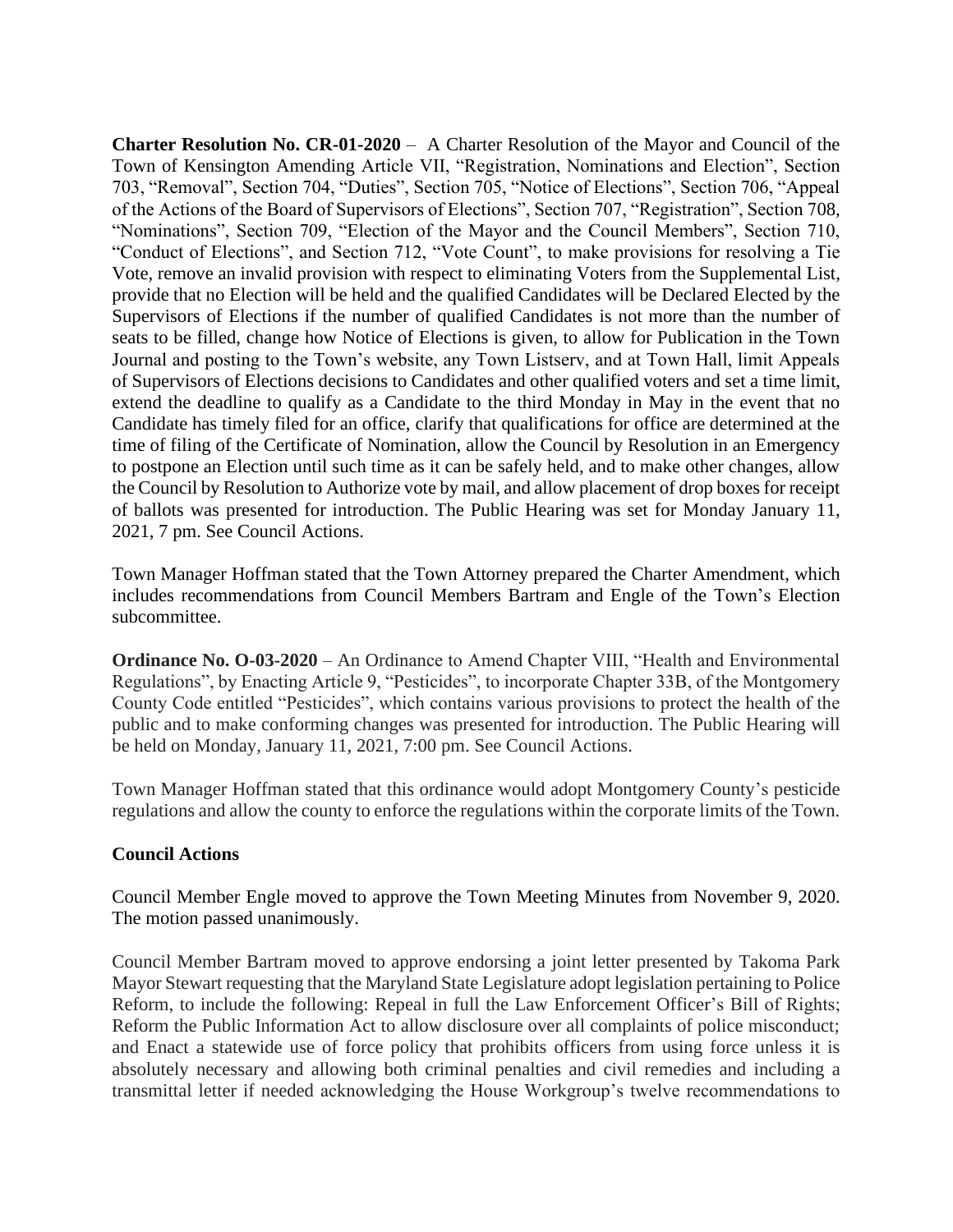**Charter Resolution No. CR-01-2020** – A Charter Resolution of the Mayor and Council of the Town of Kensington Amending Article VII, "Registration, Nominations and Election", Section 703, "Removal", Section 704, "Duties", Section 705, "Notice of Elections", Section 706, "Appeal of the Actions of the Board of Supervisors of Elections", Section 707, "Registration", Section 708, "Nominations", Section 709, "Election of the Mayor and the Council Members", Section 710, "Conduct of Elections", and Section 712, "Vote Count", to make provisions for resolving a Tie Vote, remove an invalid provision with respect to eliminating Voters from the Supplemental List, provide that no Election will be held and the qualified Candidates will be Declared Elected by the Supervisors of Elections if the number of qualified Candidates is not more than the number of seats to be filled, change how Notice of Elections is given, to allow for Publication in the Town Journal and posting to the Town's website, any Town Listserv, and at Town Hall, limit Appeals of Supervisors of Elections decisions to Candidates and other qualified voters and set a time limit, extend the deadline to qualify as a Candidate to the third Monday in May in the event that no Candidate has timely filed for an office, clarify that qualifications for office are determined at the time of filing of the Certificate of Nomination, allow the Council by Resolution in an Emergency to postpone an Election until such time as it can be safely held, and to make other changes, allow the Council by Resolution to Authorize vote by mail, and allow placement of drop boxes for receipt of ballots was presented for introduction. The Public Hearing was set for Monday January 11, 2021, 7 pm. See Council Actions.

Town Manager Hoffman stated that the Town Attorney prepared the Charter Amendment, which includes recommendations from Council Members Bartram and Engle of the Town's Election subcommittee.

**Ordinance No. O-03-2020** – An Ordinance to Amend Chapter VIII, "Health and Environmental Regulations", by Enacting Article 9, "Pesticides", to incorporate Chapter 33B, of the Montgomery County Code entitled "Pesticides", which contains various provisions to protect the health of the public and to make conforming changes was presented for introduction. The Public Hearing will be held on Monday, January 11, 2021, 7:00 pm. See Council Actions.

Town Manager Hoffman stated that this ordinance would adopt Montgomery County's pesticide regulations and allow the county to enforce the regulations within the corporate limits of the Town.

### Council Actions

Council Member Engle moved to approve the Town Meeting Minutes from November 9, 2020. The motion passed unanimously.

Council Member Bartram moved to approve endorsing a joint letter presented by Takoma Park Mayor Stewart requesting that the Maryland State Legislature adopt legislation pertaining to Police Reform, to include the following: Repeal in full the Law Enforcement Officer's Bill of Rights; Reform the Public Information Act to allow disclosure over all complaints of police misconduct; and Enact a statewide use of force policy that prohibits officers from using force unless it is absolutely necessary and allowing both criminal penalties and civil remedies and including a transmittal letter if needed acknowledging the House Workgroup's twelve recommendations to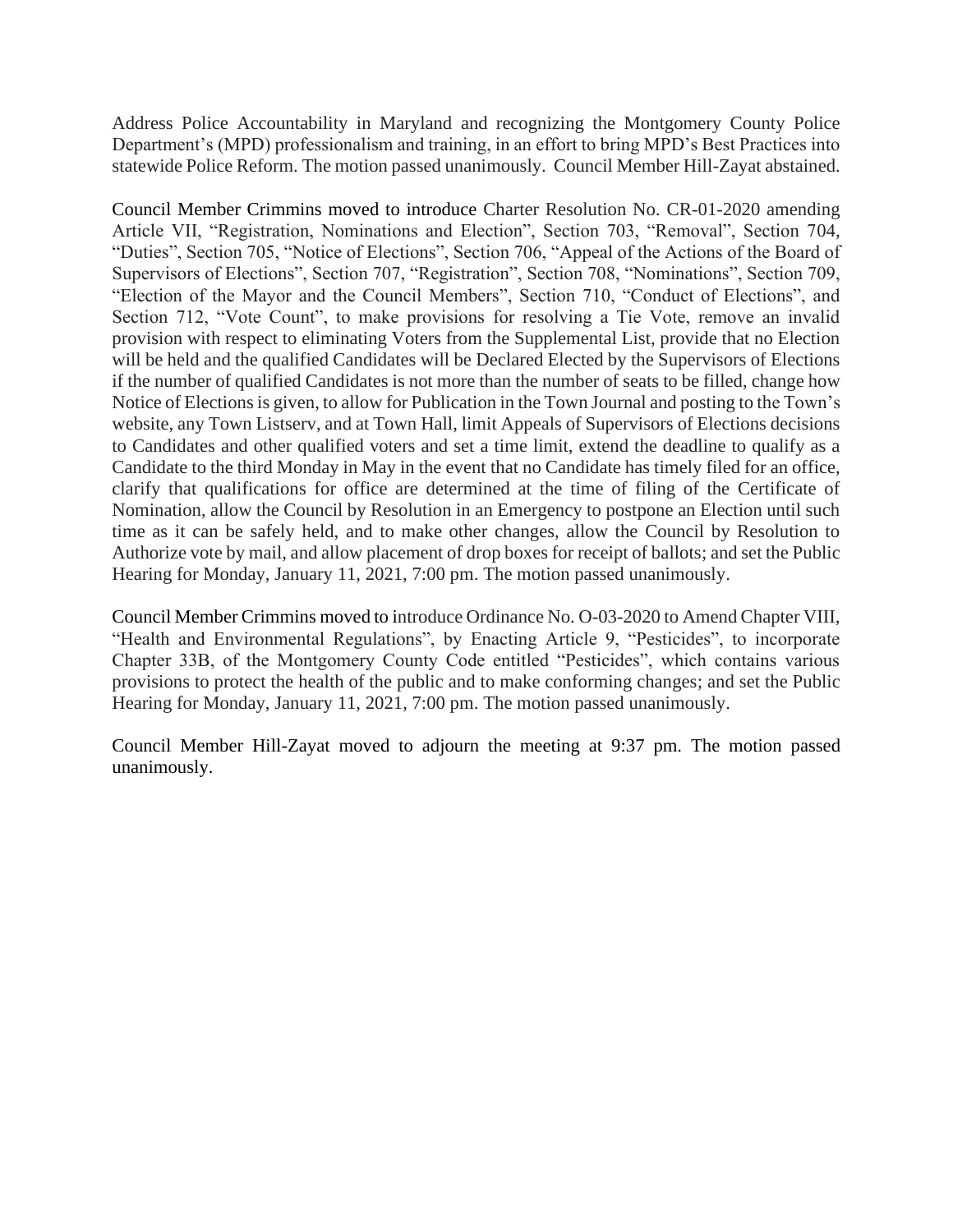Address Police Accountability in Maryland and recognizing the Montgomery County Police Department's (MPD) professionalism and training, in an effort to bring MPD's Best Practices into statewide Police Reform. The motion passed unanimously. Council Member Hill-Zayat abstained.

Council Member Crimmins moved to introduce Charter Resolution No. CR-01-2020 amending Article VII, "Registration, Nominations and Election", Section 703, "Removal", Section 704, "Duties", Section 705, "Notice of Elections", Section 706, "Appeal of the Actions of the Board of Supervisors of Elections", Section 707, "Registration", Section 708, "Nominations", Section 709, "Election of the Mayor and the Council Members", Section 710, "Conduct of Elections", and Section 712, "Vote Count", to make provisions for resolving a Tie Vote, remove an invalid provision with respect to eliminating Voters from the Supplemental List, provide that no Election will be held and the qualified Candidates will be Declared Elected by the Supervisors of Elections if the number of qualified Candidates is not more than the number of seats to be filled, change how Notice of Elections is given, to allow for Publication in the Town Journal and posting to the Town's website, any Town Listserv, and at Town Hall, limit Appeals of Supervisors of Elections decisions to Candidates and other qualified voters and set a time limit, extend the deadline to qualify as a Candidate to the third Monday in May in the event that no Candidate has timely filed for an office, clarify that qualifications for office are determined at the time of filing of the Certificate of Nomination, allow the Council by Resolution in an Emergency to postpone an Election until such time as it can be safely held, and to make other changes, allow the Council by Resolution to Authorize vote by mail, and allow placement of drop boxes for receipt of ballots; and set the Public Hearing for Monday, January 11, 2021, 7:00 pm. The motion passed unanimously.

Council Member Crimmins moved to introduce Ordinance No. O-03-2020 to Amend Chapter VIII, "Health and Environmental Regulations", by Enacting Article 9, "Pesticides", to incorporate Chapter 33B, of the Montgomery County Code entitled "Pesticides", which contains various provisions to protect the health of the public and to make conforming changes; and set the Public Hearing for Monday, January 11, 2021, 7:00 pm. The motion passed unanimously.

Council Member Hill-Zayat moved to adjourn the meeting at 9:37 pm. The motion passed unanimously.